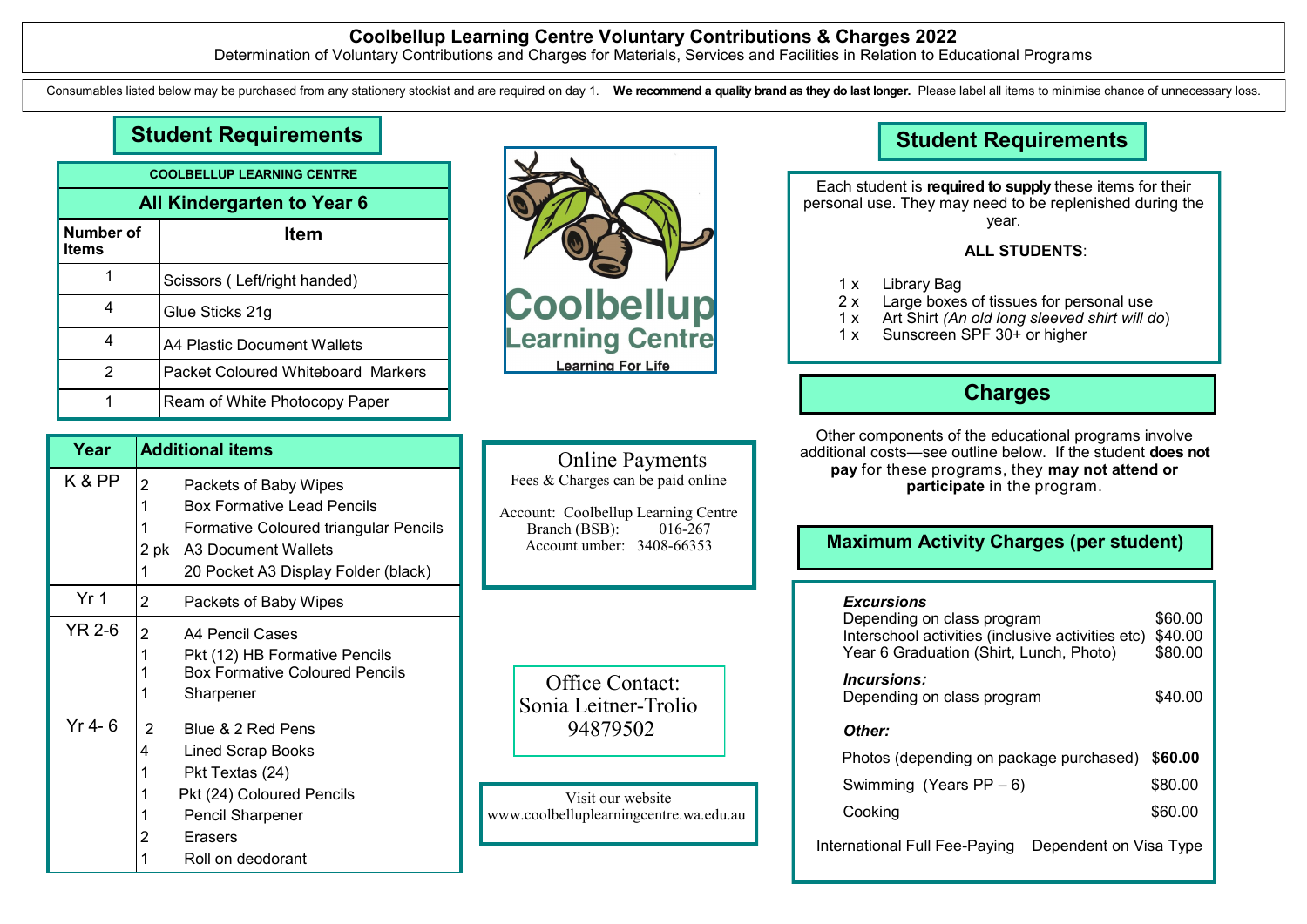# Coolbellup Learning Centre Voluntary Contributions & Charges 2022

Determination of Voluntary Contributions and Charges for Materials, Services and Facilities in Relation to Educational Programs

Consumables listed below may be purchased from any stationery stockist and are required on day 1. **We recommend a quality brand as they do last longer.** Please label all items to minimise chance of unnecessary loss.

## Student Requirements

**COOLBELLUP LEARNING CENTRE**

**All Kindergarten to Year 6**

| Number of Items | Item |
|---|---|
| 1 | Scissors ( Left/right handed) |
| 4 | Glue Sticks 21g |
| 4 | A4 Plastic Document Wallets |
| 2 | Packet Coloured Whiteboard Markers |
| 1 | Ream of White Photocopy Paper |

| Year | Additional items |
|---|---|
| K & PP | 2 Packets of Baby Wipes<br>1 Box Formative Lead Pencils<br>1 Formative Coloured triangular Pencils<br>2 pk A3 Document Wallets<br>1 20 Pocket A3 Display Folder (black) |
| Yr 1 | 2 Packets of Baby Wipes |
| YR 2-6 | 2 A4 Pencil Cases<br>1 Pkt (12) HB Formative Pencils<br>1 Box Formative Coloured Pencils<br>1 Sharpener |
| Yr 4- 6 | 2 Blue & 2 Red Pens<br>4 Lined Scrap Books<br>1 Pkt Textas (24)<br>1 Pkt (24) Coloured Pencils<br>1 Pencil Sharpener<br>2 Erasers<br>1 Roll on deodorant |

Coolbellup Learning Centre

Learning For Life

### Online Payments

Fees & Charges can be paid online

Account: Coolbellup Learning Centre
Branch (BSB): 016-267
Account umber: 3408-66353

Office Contact:
Sonia Leitner-Trolio
94879502

Visit our website
www.coolbelluplearningcentre.wa.edu.au

## Student Requirements

Each student is **required to supply** these items for their personal use. They may need to be replenished during the year.

**ALL STUDENTS**:

- 1 x Library Bag
- 2 x Large boxes of tissues for personal use
- 1 x Art Shirt *(An old long sleeved shirt will do)*
- 1 x Sunscreen SPF 30+ or higher

## Charges

Other components of the educational programs involve additional costs—see outline below. If the student **does not pay** for these programs, they **may not attend or participate** in the program.

## Maximum Activity Charges (per student)

***Excursions***

| | |
|---|---|
| Depending on class program | $60.00 |
| Interschool activities (inclusive activities etc) | $40.00 |
| Year 6 Graduation (Shirt, Lunch, Photo) | $80.00 |

***Incursions:***

| | |
|---|---|
| Depending on class program | $40.00 |

***Other:***

| | |
|---|---|
| Photos (depending on package purchased) | $**60.00** |
| Swimming (Years PP – 6) | $80.00 |
| Cooking | $60.00 |
| International Full Fee-Paying | Dependent on Visa Type |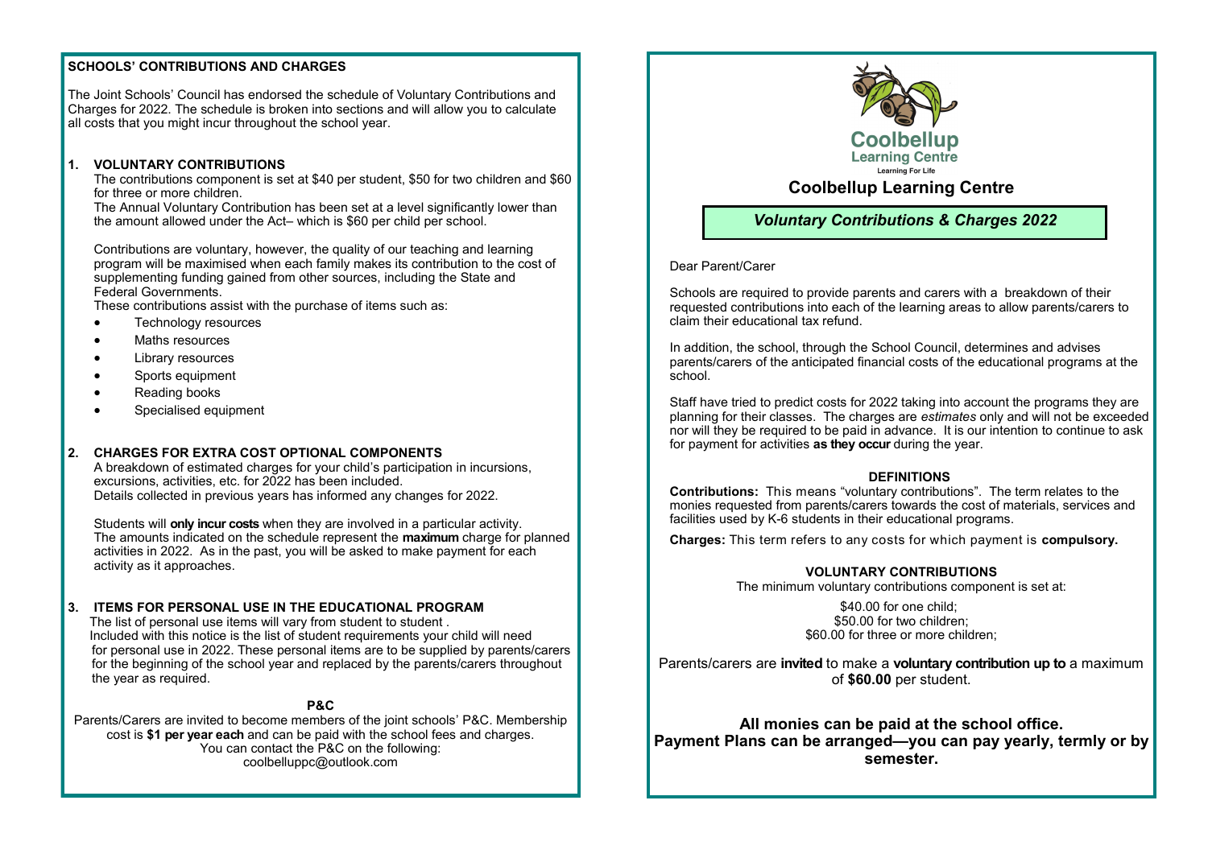**SCHOOLS' CONTRIBUTIONS AND CHARGES**

The Joint Schools' Council has endorsed the schedule of Voluntary Contributions and Charges for 2022. The schedule is broken into sections and will allow you to calculate all costs that you might incur throughout the school year.

**1. VOLUNTARY CONTRIBUTIONS**

The contributions component is set at $40 per student, $50 for two children and $60 for three or more children.

The Annual Voluntary Contribution has been set at a level significantly lower than the amount allowed under the Act– which is $60 per child per school.

Contributions are voluntary, however, the quality of our teaching and learning program will be maximised when each family makes its contribution to the cost of supplementing funding gained from other sources, including the State and Federal Governments.

These contributions assist with the purchase of items such as:

- Technology resources
- Maths resources
- Library resources
- Sports equipment
- Reading books
- Specialised equipment

**2. CHARGES FOR EXTRA COST OPTIONAL COMPONENTS**

A breakdown of estimated charges for your child's participation in incursions, excursions, activities, etc. for 2022 has been included.

Details collected in previous years has informed any changes for 2022.

Students will **only incur costs** when they are involved in a particular activity. The amounts indicated on the schedule represent the **maximum** charge for planned activities in 2022. As in the past, you will be asked to make payment for each activity as it approaches.

**3. ITEMS FOR PERSONAL USE IN THE EDUCATIONAL PROGRAM**

The list of personal use items will vary from student to student .

Included with this notice is the list of student requirements your child will need for personal use in 2022. These personal items are to be supplied by parents/carers for the beginning of the school year and replaced by the parents/carers throughout the year as required.

**P&C**

Parents/Carers are invited to become members of the joint schools' P&C. Membership cost is **$1 per year each** and can be paid with the school fees and charges.
You can contact the P&C on the following:
coolbelluppc@outlook.com

Coolbellup Learning Centre
Learning For Life

## Coolbellup Learning Centre

### *Voluntary Contributions & Charges 2022*

Dear Parent/Carer

Schools are required to provide parents and carers with a breakdown of their requested contributions into each of the learning areas to allow parents/carers to claim their educational tax refund.

In addition, the school, through the School Council, determines and advises parents/carers of the anticipated financial costs of the educational programs at the school.

Staff have tried to predict costs for 2022 taking into account the programs they are planning for their classes. The charges are *estimates* only and will not be exceeded nor will they be required to be paid in advance. It is our intention to continue to ask for payment for activities **as they occur** during the year.

**DEFINITIONS**

**Contributions:** This means "voluntary contributions". The term relates to the monies requested from parents/carers towards the cost of materials, services and facilities used by K-6 students in their educational programs.

**Charges:** This term refers to any costs for which payment is **compulsory.**

**VOLUNTARY CONTRIBUTIONS**

The minimum voluntary contributions component is set at:

$40.00 for one child;
$50.00 for two children;
$60.00 for three or more children;

Parents/carers are **invited** to make a **voluntary contribution up to** a maximum of **$60.00** per student.

**All monies can be paid at the school office.**
**Payment Plans can be arranged—you can pay yearly, termly or by semester.**